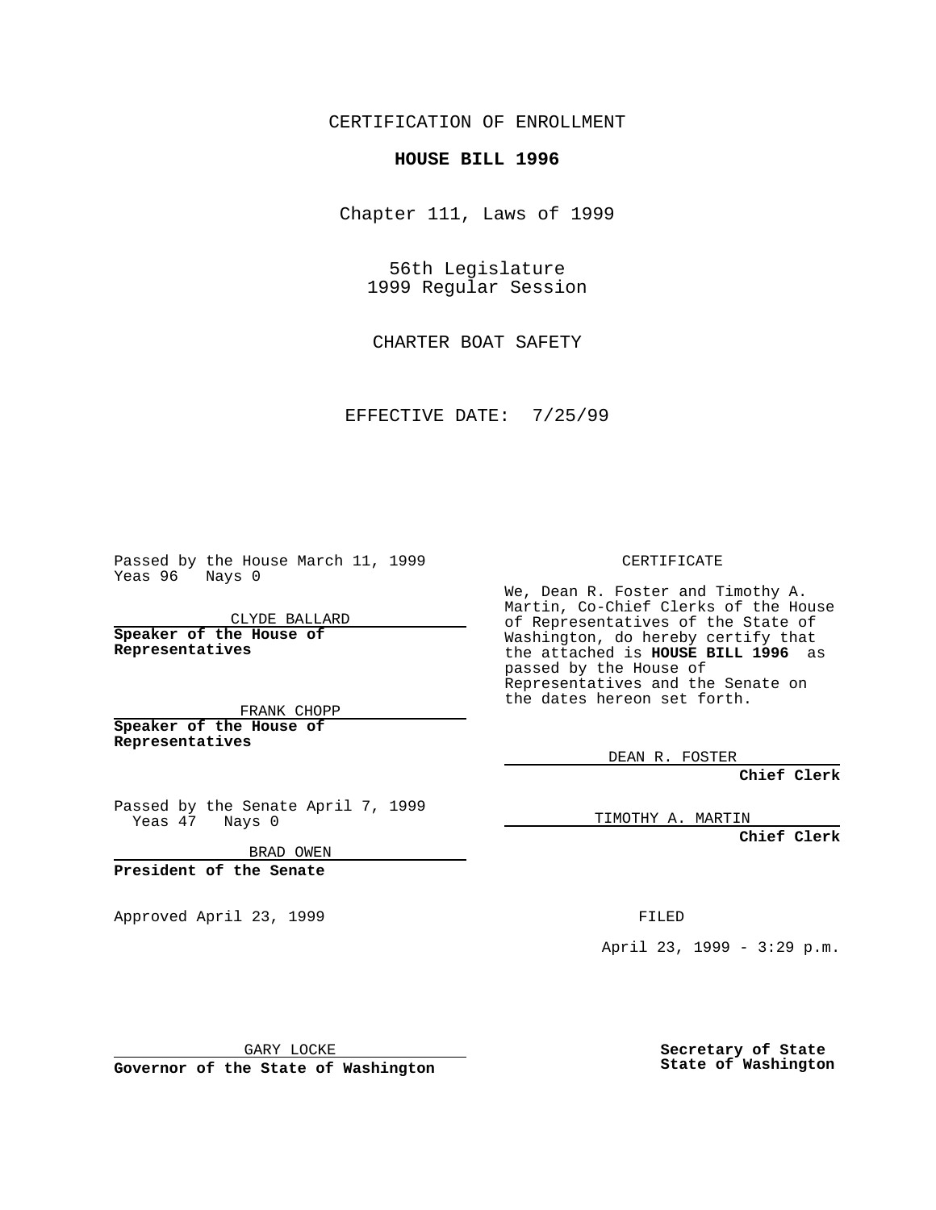CERTIFICATION OF ENROLLMENT

**HOUSE BILL 1996**

Chapter 111, Laws of 1999

56th Legislature
1999 Regular Session

CHARTER BOAT SAFETY

EFFECTIVE DATE: 7/25/99

Passed by the House March 11, 1999
Yeas 96 Nays 0

CLYDE BALLARD

**Speaker of the House of Representatives**

FRANK CHOPP

**Speaker of the House of Representatives**

Passed by the Senate April 7, 1999
Yeas 47 Nays 0

BRAD OWEN

**President of the Senate**

Approved April 23, 1999

GARY LOCKE

**Governor of the State of Washington**

CERTIFICATE

We, Dean R. Foster and Timothy A. Martin, Co-Chief Clerks of the House of Representatives of the State of Washington, do hereby certify that the attached is **HOUSE BILL 1996** as passed by the House of Representatives and the Senate on the dates hereon set forth.

DEAN R. FOSTER

**Chief Clerk**

TIMOTHY A. MARTIN

**Chief Clerk**

FILED

April 23, 1999 - 3:29 p.m.

**Secretary of State**
**State of Washington**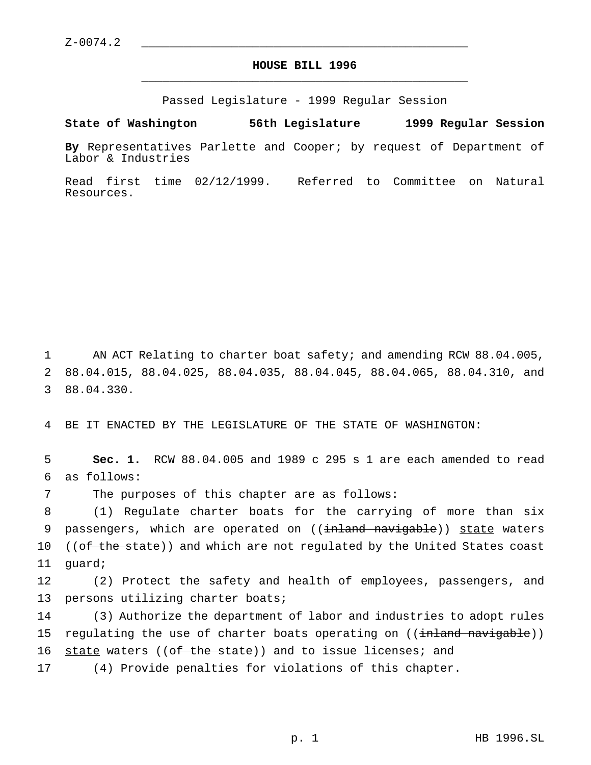Z-0074.2

# HOUSE BILL 1996

Passed Legislature - 1999 Regular Session

**State of Washington 56th Legislature 1999 Regular Session**

**By** Representatives Parlette and Cooper; by request of Department of Labor & Industries

Read first time 02/12/1999. Referred to Committee on Natural Resources.

AN ACT Relating to charter boat safety; and amending RCW 88.04.005, 88.04.015, 88.04.025, 88.04.035, 88.04.045, 88.04.065, 88.04.310, and 88.04.330.

BE IT ENACTED BY THE LEGISLATURE OF THE STATE OF WASHINGTON:

**Sec. 1.** RCW 88.04.005 and 1989 c 295 s 1 are each amended to read as follows:

The purposes of this chapter are as follows:

(1) Regulate charter boats for the carrying of more than six passengers, which are operated on ((~~inland navigable~~)) <u>state</u> waters ((~~of the state~~)) and which are not regulated by the United States coast guard;

(2) Protect the safety and health of employees, passengers, and persons utilizing charter boats;

(3) Authorize the department of labor and industries to adopt rules regulating the use of charter boats operating on ((~~inland navigable~~)) <u>state</u> waters ((~~of the state~~)) and to issue licenses; and

(4) Provide penalties for violations of this chapter.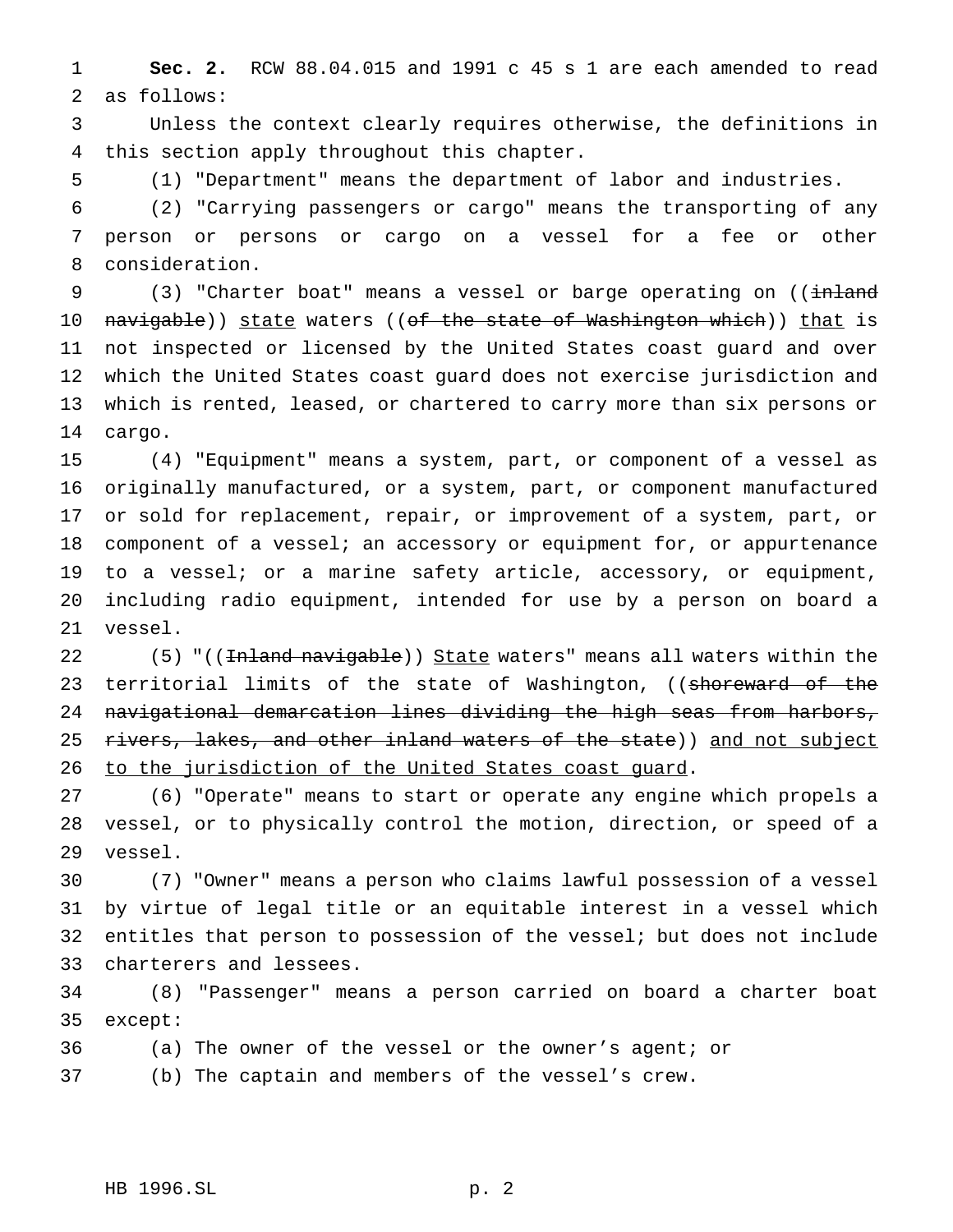**Sec. 2.** RCW 88.04.015 and 1991 c 45 s 1 are each amended to read as follows:

Unless the context clearly requires otherwise, the definitions in this section apply throughout this chapter.

(1) "Department" means the department of labor and industries.

(2) "Carrying passengers or cargo" means the transporting of any person or persons or cargo on a vessel for a fee or other consideration.

(3) "Charter boat" means a vessel or barge operating on ((~~inland navigable~~)) <u>state</u> waters ((~~of the state of Washington which~~)) <u>that</u> is not inspected or licensed by the United States coast guard and over which the United States coast guard does not exercise jurisdiction and which is rented, leased, or chartered to carry more than six persons or cargo.

(4) "Equipment" means a system, part, or component of a vessel as originally manufactured, or a system, part, or component manufactured or sold for replacement, repair, or improvement of a system, part, or component of a vessel; an accessory or equipment for, or appurtenance to a vessel; or a marine safety article, accessory, or equipment, including radio equipment, intended for use by a person on board a vessel.

(5) "((~~Inland navigable~~)) <u>State</u> waters" means all waters within the territorial limits of the state of Washington, ((~~shoreward of the navigational demarcation lines dividing the high seas from harbors, rivers, lakes, and other inland waters of the state~~)) <u>and not subject to the jurisdiction of the United States coast guard</u>.

(6) "Operate" means to start or operate any engine which propels a vessel, or to physically control the motion, direction, or speed of a vessel.

(7) "Owner" means a person who claims lawful possession of a vessel by virtue of legal title or an equitable interest in a vessel which entitles that person to possession of the vessel; but does not include charterers and lessees.

(8) "Passenger" means a person carried on board a charter boat except:

(a) The owner of the vessel or the owner's agent; or

(b) The captain and members of the vessel's crew.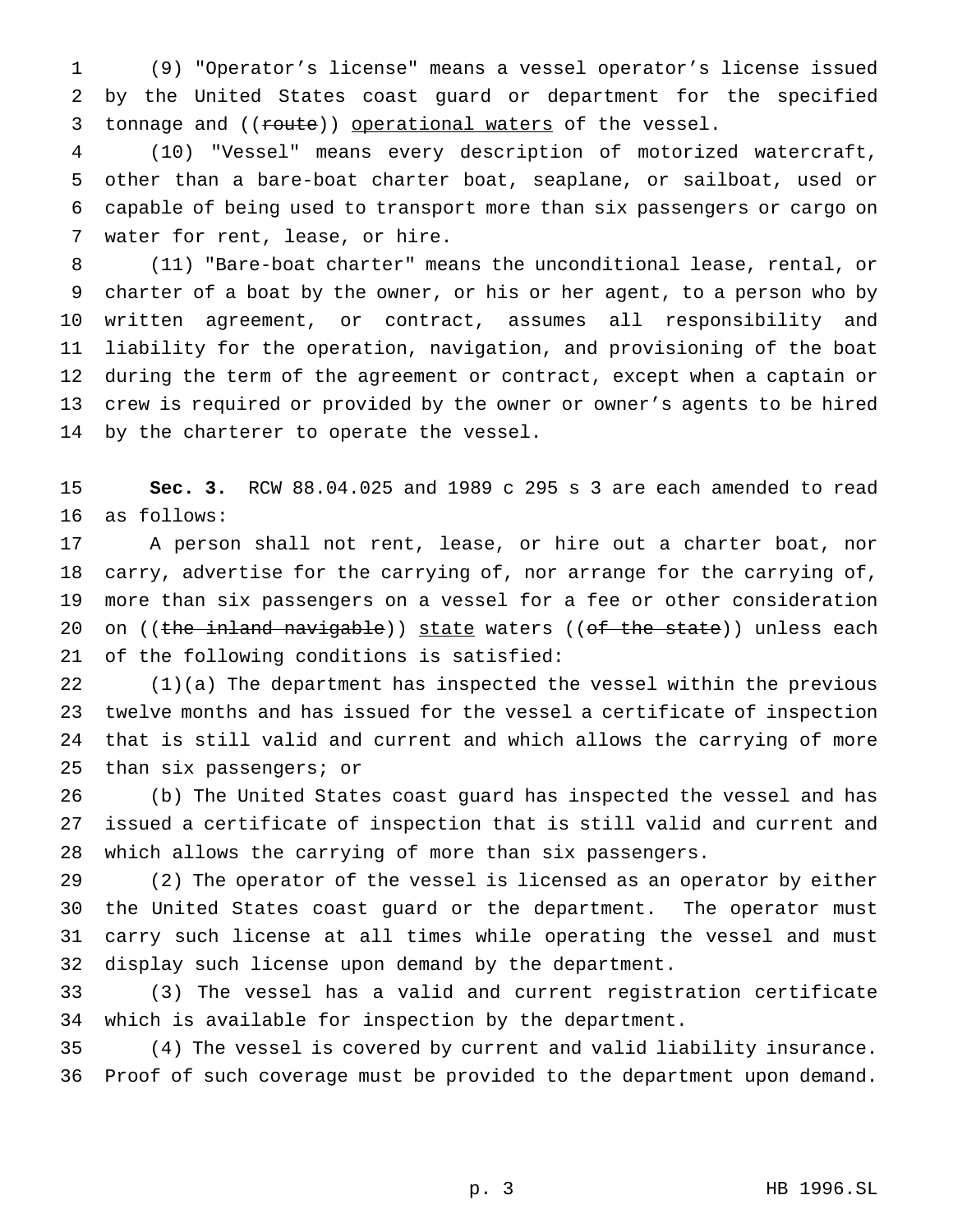(9) "Operator's license" means a vessel operator's license issued by the United States coast guard or department for the specified tonnage and ((~~route~~)) <u>operational waters</u> of the vessel.

(10) "Vessel" means every description of motorized watercraft, other than a bare-boat charter boat, seaplane, or sailboat, used or capable of being used to transport more than six passengers or cargo on water for rent, lease, or hire.

(11) "Bare-boat charter" means the unconditional lease, rental, or charter of a boat by the owner, or his or her agent, to a person who by written agreement, or contract, assumes all responsibility and liability for the operation, navigation, and provisioning of the boat during the term of the agreement or contract, except when a captain or crew is required or provided by the owner or owner's agents to be hired by the charterer to operate the vessel.

**Sec. 3.** RCW 88.04.025 and 1989 c 295 s 3 are each amended to read as follows:

A person shall not rent, lease, or hire out a charter boat, nor carry, advertise for the carrying of, nor arrange for the carrying of, more than six passengers on a vessel for a fee or other consideration on ((~~the inland navigable~~)) <u>state</u> waters ((~~of the state~~)) unless each of the following conditions is satisfied:

(1)(a) The department has inspected the vessel within the previous twelve months and has issued for the vessel a certificate of inspection that is still valid and current and which allows the carrying of more than six passengers; or

(b) The United States coast guard has inspected the vessel and has issued a certificate of inspection that is still valid and current and which allows the carrying of more than six passengers.

(2) The operator of the vessel is licensed as an operator by either the United States coast guard or the department. The operator must carry such license at all times while operating the vessel and must display such license upon demand by the department.

(3) The vessel has a valid and current registration certificate which is available for inspection by the department.

(4) The vessel is covered by current and valid liability insurance. Proof of such coverage must be provided to the department upon demand.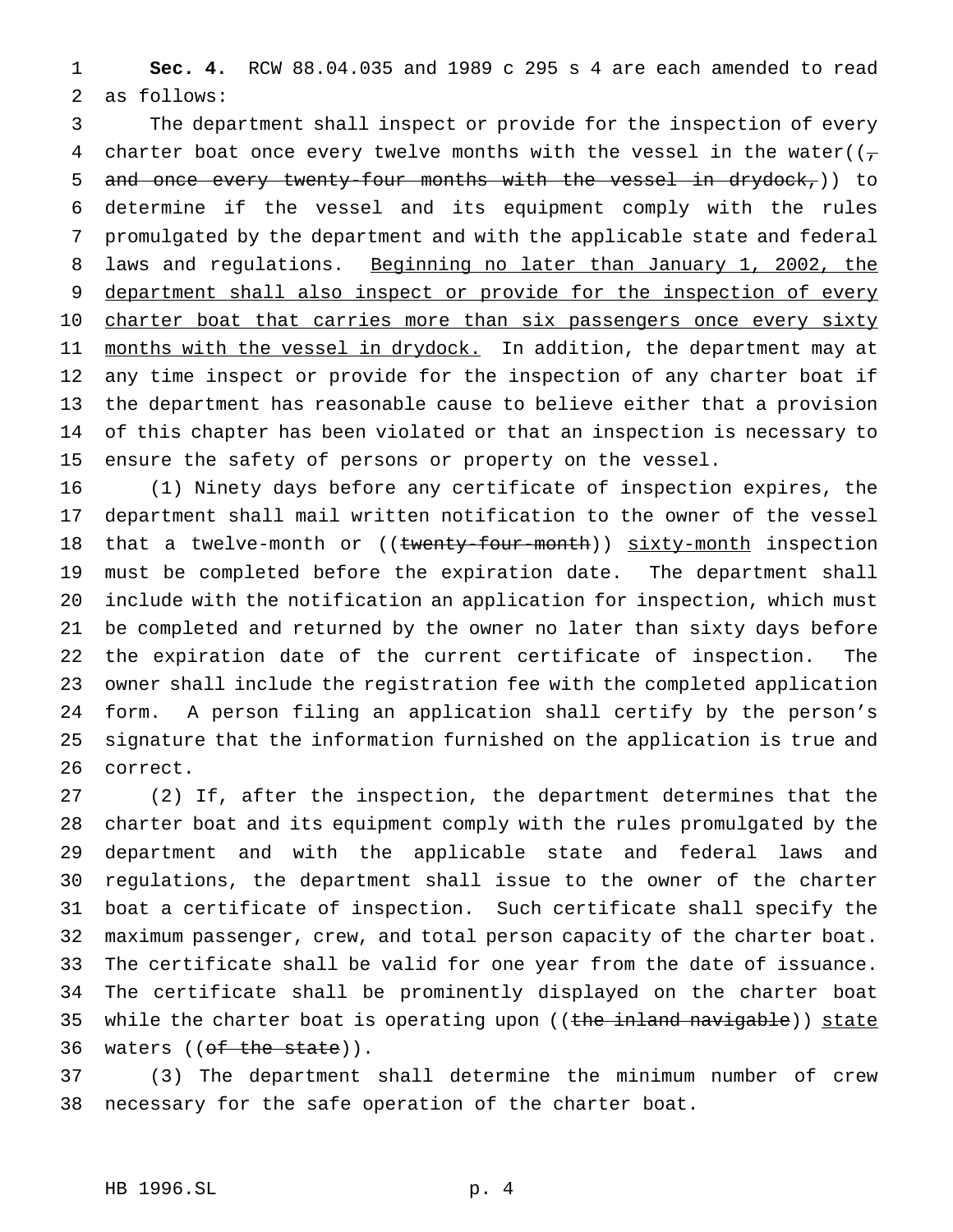**Sec. 4.** RCW 88.04.035 and 1989 c 295 s 4 are each amended to read as follows:

The department shall inspect or provide for the inspection of every charter boat once every twelve months with the vessel in the water((~~, and once every twenty-four months with the vessel in drydock,~~)) to determine if the vessel and its equipment comply with the rules promulgated by the department and with the applicable state and federal laws and regulations. <u>Beginning no later than January 1, 2002, the department shall also inspect or provide for the inspection of every charter boat that carries more than six passengers once every sixty months with the vessel in drydock.</u> In addition, the department may at any time inspect or provide for the inspection of any charter boat if the department has reasonable cause to believe either that a provision of this chapter has been violated or that an inspection is necessary to ensure the safety of persons or property on the vessel.

(1) Ninety days before any certificate of inspection expires, the department shall mail written notification to the owner of the vessel that a twelve-month or ((~~twenty-four-month~~)) <u>sixty-month</u> inspection must be completed before the expiration date. The department shall include with the notification an application for inspection, which must be completed and returned by the owner no later than sixty days before the expiration date of the current certificate of inspection. The owner shall include the registration fee with the completed application form. A person filing an application shall certify by the person's signature that the information furnished on the application is true and correct.

(2) If, after the inspection, the department determines that the charter boat and its equipment comply with the rules promulgated by the department and with the applicable state and federal laws and regulations, the department shall issue to the owner of the charter boat a certificate of inspection. Such certificate shall specify the maximum passenger, crew, and total person capacity of the charter boat. The certificate shall be valid for one year from the date of issuance. The certificate shall be prominently displayed on the charter boat while the charter boat is operating upon ((~~the inland navigable~~)) <u>state</u> waters ((~~of the state~~)).

(3) The department shall determine the minimum number of crew necessary for the safe operation of the charter boat.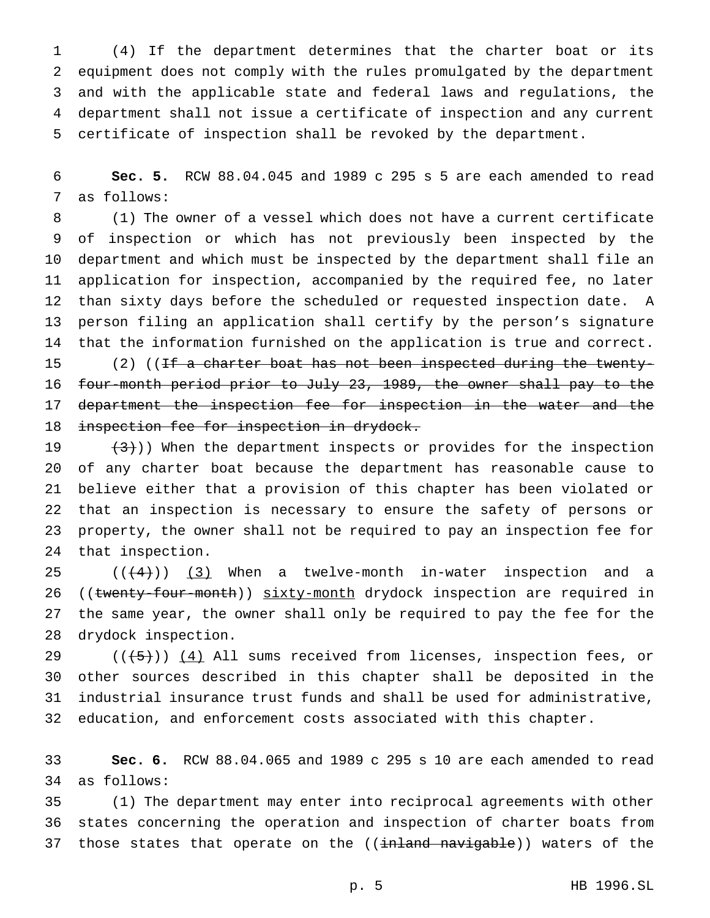(4) If the department determines that the charter boat or its equipment does not comply with the rules promulgated by the department and with the applicable state and federal laws and regulations, the department shall not issue a certificate of inspection and any current certificate of inspection shall be revoked by the department.

**Sec. 5.** RCW 88.04.045 and 1989 c 295 s 5 are each amended to read as follows:

(1) The owner of a vessel which does not have a current certificate of inspection or which has not previously been inspected by the department and which must be inspected by the department shall file an application for inspection, accompanied by the required fee, no later than sixty days before the scheduled or requested inspection date. A person filing an application shall certify by the person's signature that the information furnished on the application is true and correct.

(2) ((~~If a charter boat has not been inspected during the twenty-four-month period prior to July 23, 1989, the owner shall pay to the department the inspection fee for inspection in the water and the inspection fee for inspection in drydock.~~

~~(3)~~)) When the department inspects or provides for the inspection of any charter boat because the department has reasonable cause to believe either that a provision of this chapter has been violated or that an inspection is necessary to ensure the safety of persons or property, the owner shall not be required to pay an inspection fee for that inspection.

((~~(4)~~)) (3) When a twelve-month in-water inspection and a ((~~twenty-four-month~~)) sixty-month drydock inspection are required in the same year, the owner shall only be required to pay the fee for the drydock inspection.

((~~(5)~~)) (4) All sums received from licenses, inspection fees, or other sources described in this chapter shall be deposited in the industrial insurance trust funds and shall be used for administrative, education, and enforcement costs associated with this chapter.

**Sec. 6.** RCW 88.04.065 and 1989 c 295 s 10 are each amended to read as follows:

(1) The department may enter into reciprocal agreements with other states concerning the operation and inspection of charter boats from those states that operate on the ((~~inland navigable~~)) waters of the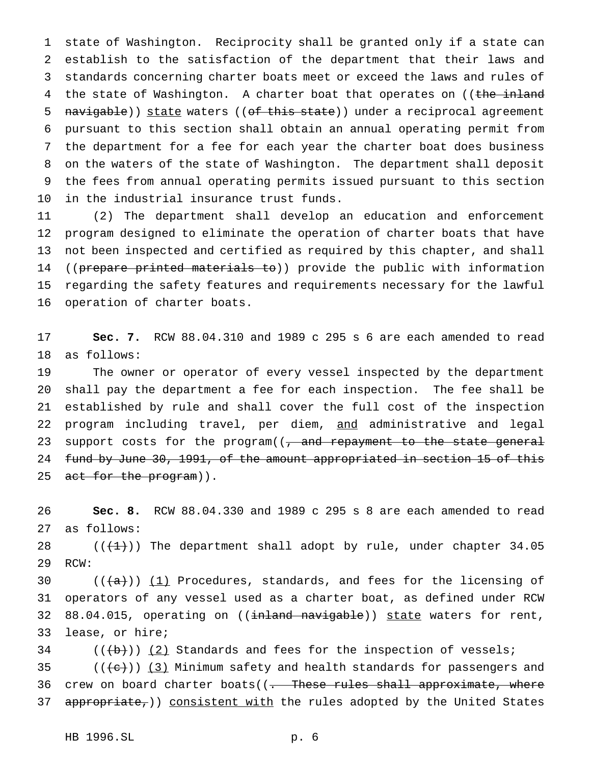state of Washington. Reciprocity shall be granted only if a state can establish to the satisfaction of the department that their laws and standards concerning charter boats meet or exceed the laws and rules of the state of Washington. A charter boat that operates on ((~~the inland navigable~~)) <u>state</u> waters ((~~of this state~~)) under a reciprocal agreement pursuant to this section shall obtain an annual operating permit from the department for a fee for each year the charter boat does business on the waters of the state of Washington. The department shall deposit the fees from annual operating permits issued pursuant to this section in the industrial insurance trust funds.

(2) The department shall develop an education and enforcement program designed to eliminate the operation of charter boats that have not been inspected and certified as required by this chapter, and shall ((~~prepare printed materials to~~)) provide the public with information regarding the safety features and requirements necessary for the lawful operation of charter boats.

**Sec. 7.** RCW 88.04.310 and 1989 c 295 s 6 are each amended to read as follows:

The owner or operator of every vessel inspected by the department shall pay the department a fee for each inspection. The fee shall be established by rule and shall cover the full cost of the inspection program including travel, per diem, <u>and</u> administrative and legal support costs for the program((~~, and repayment to the state general fund by June 30, 1991, of the amount appropriated in section 15 of this act for the program~~)).

**Sec. 8.** RCW 88.04.330 and 1989 c 295 s 8 are each amended to read as follows:

((~~(1)~~)) The department shall adopt by rule, under chapter 34.05 RCW:

((~~(a)~~)) <u>(1)</u> Procedures, standards, and fees for the licensing of operators of any vessel used as a charter boat, as defined under RCW 88.04.015, operating on ((~~inland navigable~~)) <u>state</u> waters for rent, lease, or hire;

((~~(b)~~)) <u>(2)</u> Standards and fees for the inspection of vessels;

((~~(c)~~)) <u>(3)</u> Minimum safety and health standards for passengers and crew on board charter boats((~~. These rules shall approximate, where appropriate,~~)) <u>consistent with</u> the rules adopted by the United States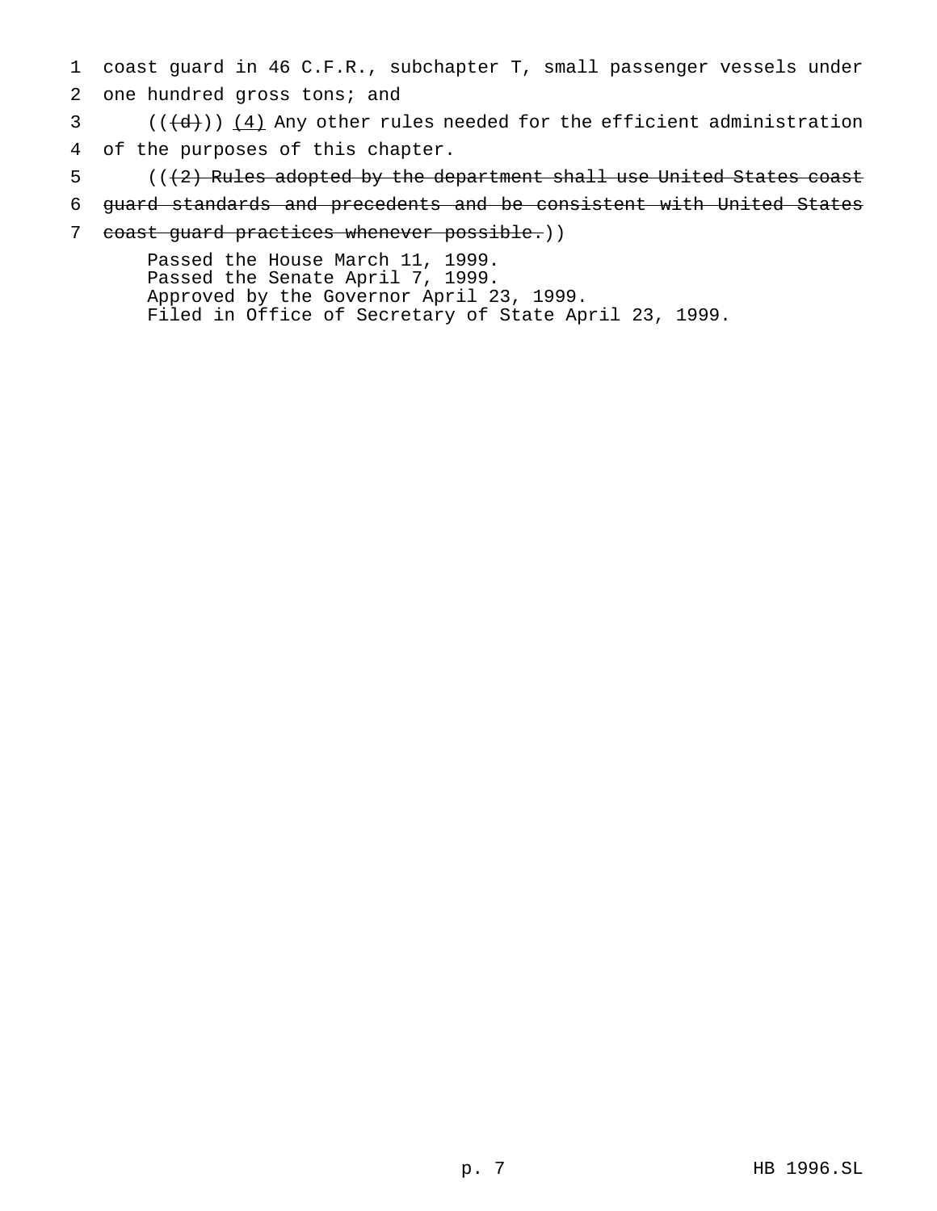coast guard in 46 C.F.R., subchapter T, small passenger vessels under one hundred gross tons; and

((~~(d)~~)) <u>(4)</u> Any other rules needed for the efficient administration of the purposes of this chapter.

((~~(2) Rules adopted by the department shall use United States coast guard standards and precedents and be consistent with United States coast guard practices whenever possible.~~))

Passed the House March 11, 1999.
Passed the Senate April 7, 1999.
Approved by the Governor April 23, 1999.
Filed in Office of Secretary of State April 23, 1999.